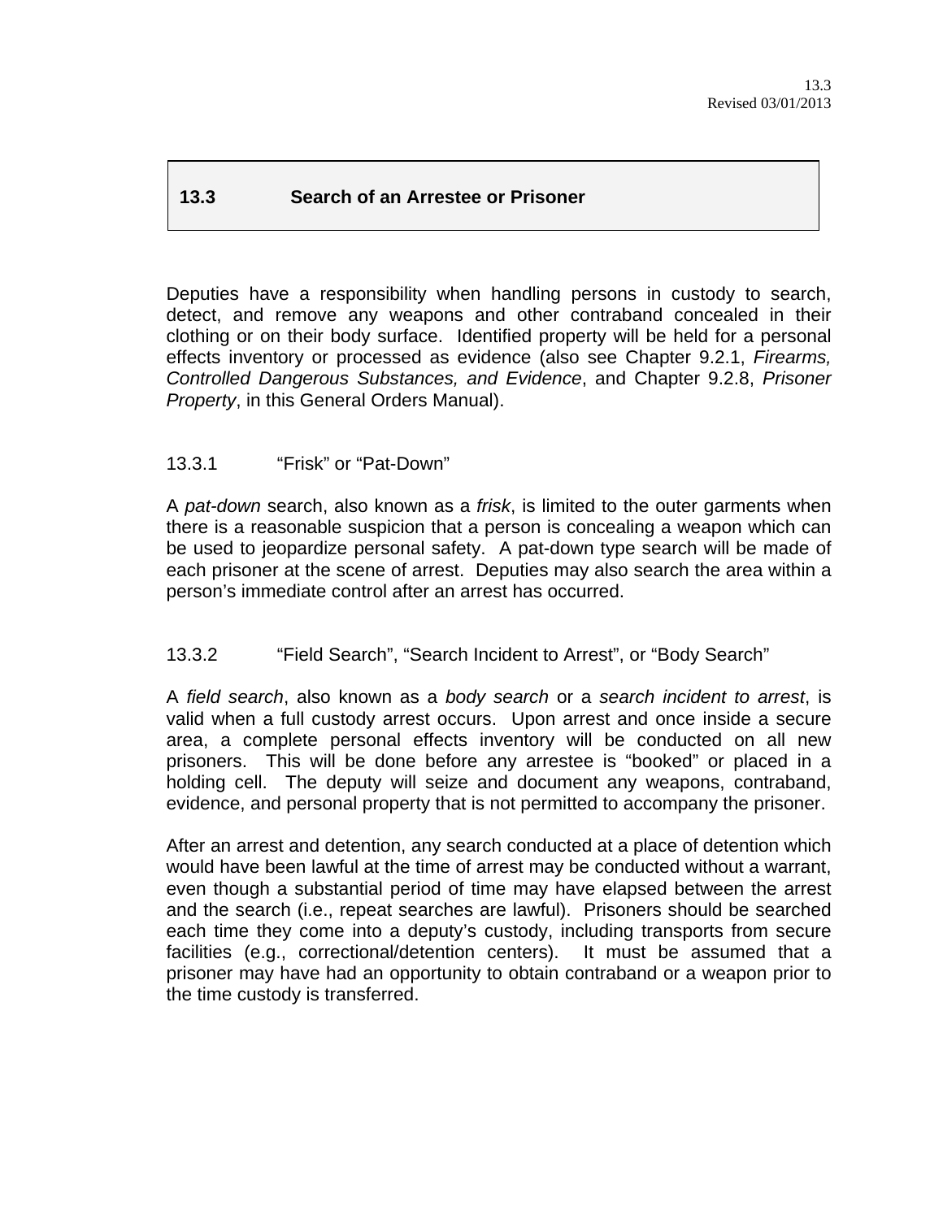## 13.3 Search of an Arrestee or Prisoner

Deputies have a responsibility when handling persons in custody to search, detect, and remove any weapons and other contraband concealed in their clothing or on their body surface. Identified property will be held for a personal effects inventory or processed as evidence (also see Chapter 9.2.1, *Firearms, Controlled Dangerous Substances, and Evidence*, and Chapter 9.2.8, *Prisoner Property*, in this General Orders Manual).

### 13.3.1 "Frisk" or "Pat-Down"

A *pat-down* search, also known as a *frisk*, is limited to the outer garments when there is a reasonable suspicion that a person is concealing a weapon which can be used to jeopardize personal safety. A pat-down type search will be made of each prisoner at the scene of arrest. Deputies may also search the area within a person's immediate control after an arrest has occurred.

### 13.3.2 "Field Search", "Search Incident to Arrest", or "Body Search"

A *field search*, also known as a *body search* or a *search incident to arrest*, is valid when a full custody arrest occurs. Upon arrest and once inside a secure area, a complete personal effects inventory will be conducted on all new prisoners. This will be done before any arrestee is "booked" or placed in a holding cell. The deputy will seize and document any weapons, contraband, evidence, and personal property that is not permitted to accompany the prisoner.

After an arrest and detention, any search conducted at a place of detention which would have been lawful at the time of arrest may be conducted without a warrant, even though a substantial period of time may have elapsed between the arrest and the search (i.e., repeat searches are lawful). Prisoners should be searched each time they come into a deputy's custody, including transports from secure facilities (e.g., correctional/detention centers). It must be assumed that a prisoner may have had an opportunity to obtain contraband or a weapon prior to the time custody is transferred.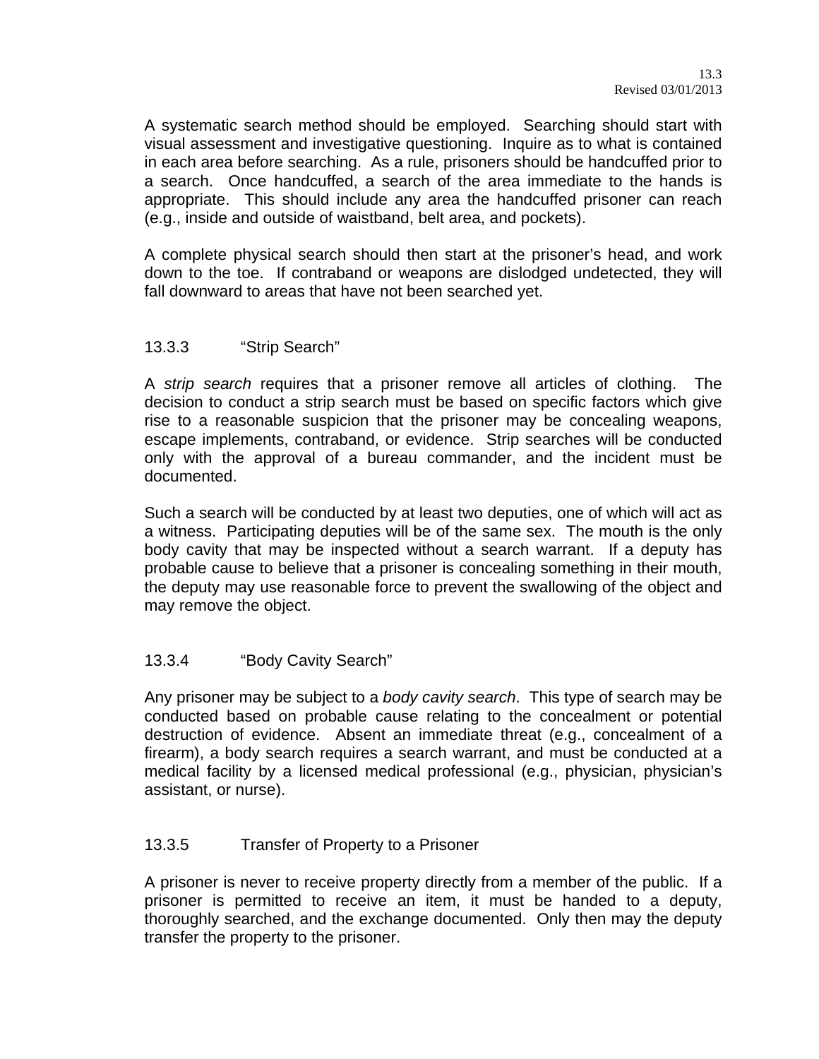A systematic search method should be employed. Searching should start with visual assessment and investigative questioning. Inquire as to what is contained in each area before searching. As a rule, prisoners should be handcuffed prior to a search. Once handcuffed, a search of the area immediate to the hands is appropriate. This should include any area the handcuffed prisoner can reach (e.g., inside and outside of waistband, belt area, and pockets).

A complete physical search should then start at the prisoner's head, and work down to the toe. If contraband or weapons are dislodged undetected, they will fall downward to areas that have not been searched yet.

### 13.3.3 "Strip Search"

A *strip search* requires that a prisoner remove all articles of clothing. The decision to conduct a strip search must be based on specific factors which give rise to a reasonable suspicion that the prisoner may be concealing weapons, escape implements, contraband, or evidence. Strip searches will be conducted only with the approval of a bureau commander, and the incident must be documented.

Such a search will be conducted by at least two deputies, one of which will act as a witness. Participating deputies will be of the same sex. The mouth is the only body cavity that may be inspected without a search warrant. If a deputy has probable cause to believe that a prisoner is concealing something in their mouth, the deputy may use reasonable force to prevent the swallowing of the object and may remove the object.

### 13.3.4 "Body Cavity Search"

Any prisoner may be subject to a *body cavity search*. This type of search may be conducted based on probable cause relating to the concealment or potential destruction of evidence. Absent an immediate threat (e.g., concealment of a firearm), a body search requires a search warrant, and must be conducted at a medical facility by a licensed medical professional (e.g., physician, physician's assistant, or nurse).

### 13.3.5 Transfer of Property to a Prisoner

A prisoner is never to receive property directly from a member of the public. If a prisoner is permitted to receive an item, it must be handed to a deputy, thoroughly searched, and the exchange documented. Only then may the deputy transfer the property to the prisoner.